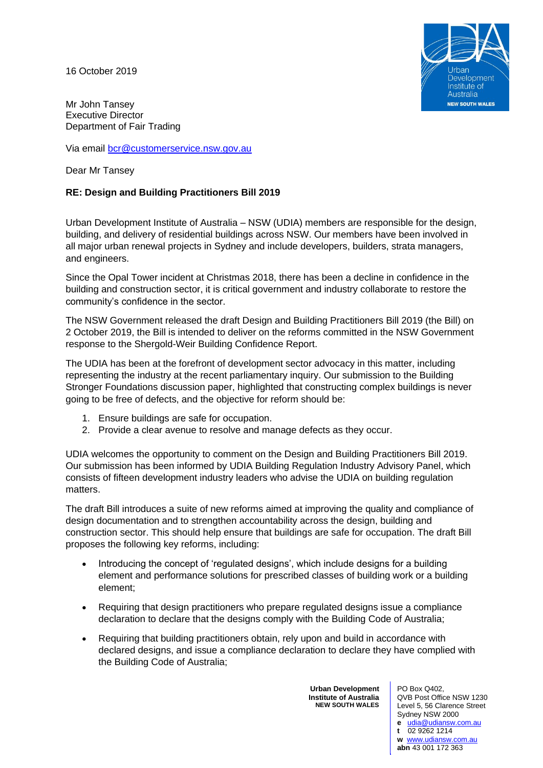16 October 2019

Mr John Tansey
Executive Director
Department of Fair Trading

Via email bcr@customerservice.nsw.gov.au

Dear Mr Tansey

**RE: Design and Building Practitioners Bill 2019**

Urban Development Institute of Australia – NSW (UDIA) members are responsible for the design, building, and delivery of residential buildings across NSW. Our members have been involved in all major urban renewal projects in Sydney and include developers, builders, strata managers, and engineers.

Since the Opal Tower incident at Christmas 2018, there has been a decline in confidence in the building and construction sector, it is critical government and industry collaborate to restore the community's confidence in the sector.

The NSW Government released the draft Design and Building Practitioners Bill 2019 (the Bill) on 2 October 2019, the Bill is intended to deliver on the reforms committed in the NSW Government response to the Shergold-Weir Building Confidence Report.

The UDIA has been at the forefront of development sector advocacy in this matter, including representing the industry at the recent parliamentary inquiry. Our submission to the Building Stronger Foundations discussion paper, highlighted that constructing complex buildings is never going to be free of defects, and the objective for reform should be:

1. Ensure buildings are safe for occupation.
2. Provide a clear avenue to resolve and manage defects as they occur.

UDIA welcomes the opportunity to comment on the Design and Building Practitioners Bill 2019. Our submission has been informed by UDIA Building Regulation Industry Advisory Panel, which consists of fifteen development industry leaders who advise the UDIA on building regulation matters.

The draft Bill introduces a suite of new reforms aimed at improving the quality and compliance of design documentation and to strengthen accountability across the design, building and construction sector. This should help ensure that buildings are safe for occupation. The draft Bill proposes the following key reforms, including:

- Introducing the concept of 'regulated designs', which include designs for a building element and performance solutions for prescribed classes of building work or a building element;
- Requiring that design practitioners who prepare regulated designs issue a compliance declaration to declare that the designs comply with the Building Code of Australia;
- Requiring that building practitioners obtain, rely upon and build in accordance with declared designs, and issue a compliance declaration to declare they have complied with the Building Code of Australia;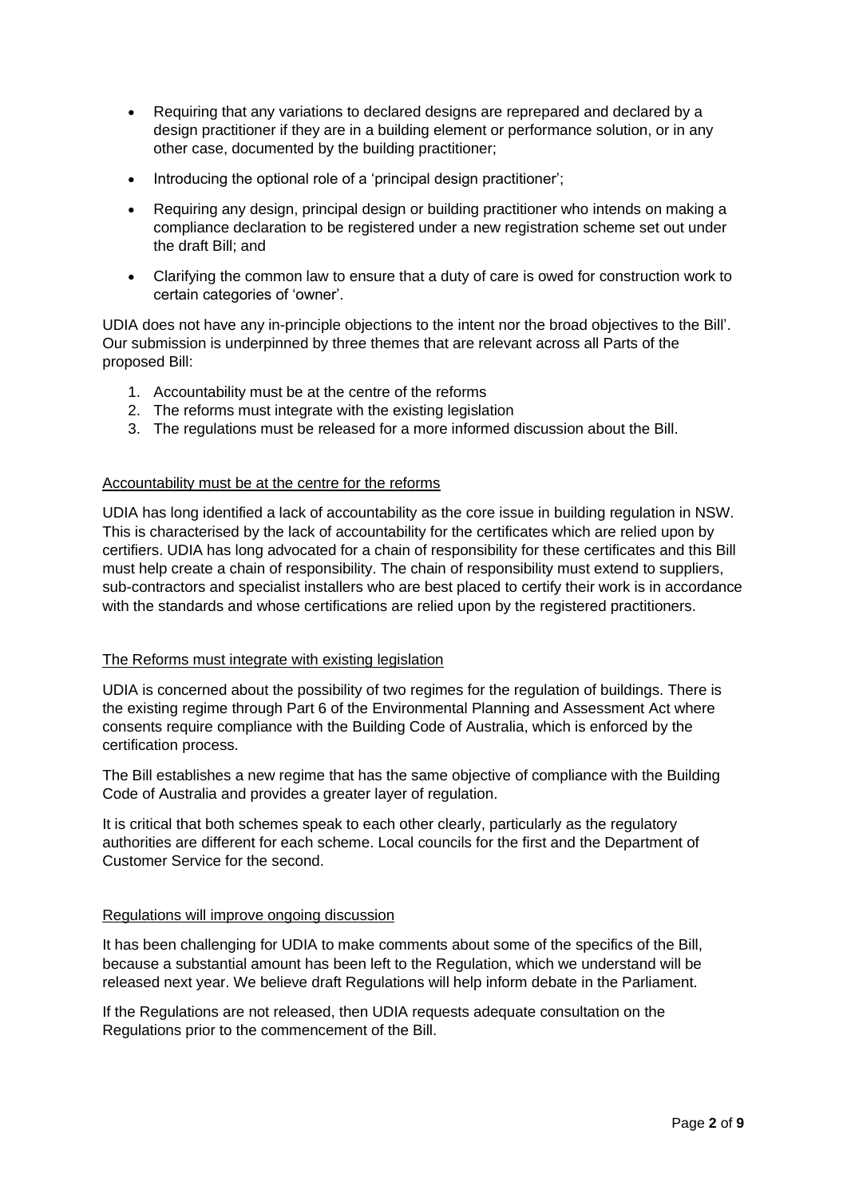- Requiring that any variations to declared designs are reprepared and declared by a design practitioner if they are in a building element or performance solution, or in any other case, documented by the building practitioner;
- Introducing the optional role of a 'principal design practitioner';
- Requiring any design, principal design or building practitioner who intends on making a compliance declaration to be registered under a new registration scheme set out under the draft Bill; and
- Clarifying the common law to ensure that a duty of care is owed for construction work to certain categories of 'owner'.

UDIA does not have any in-principle objections to the intent nor the broad objectives to the Bill'. Our submission is underpinned by three themes that are relevant across all Parts of the proposed Bill:

1. Accountability must be at the centre of the reforms
2. The reforms must integrate with the existing legislation
3. The regulations must be released for a more informed discussion about the Bill.

<u>Accountability must be at the centre for the reforms</u>

UDIA has long identified a lack of accountability as the core issue in building regulation in NSW. This is characterised by the lack of accountability for the certificates which are relied upon by certifiers. UDIA has long advocated for a chain of responsibility for these certificates and this Bill must help create a chain of responsibility. The chain of responsibility must extend to suppliers, sub-contractors and specialist installers who are best placed to certify their work is in accordance with the standards and whose certifications are relied upon by the registered practitioners.

<u>The Reforms must integrate with existing legislation</u>

UDIA is concerned about the possibility of two regimes for the regulation of buildings. There is the existing regime through Part 6 of the Environmental Planning and Assessment Act where consents require compliance with the Building Code of Australia, which is enforced by the certification process.

The Bill establishes a new regime that has the same objective of compliance with the Building Code of Australia and provides a greater layer of regulation.

It is critical that both schemes speak to each other clearly, particularly as the regulatory authorities are different for each scheme. Local councils for the first and the Department of Customer Service for the second.

<u>Regulations will improve ongoing discussion</u>

It has been challenging for UDIA to make comments about some of the specifics of the Bill, because a substantial amount has been left to the Regulation, which we understand will be released next year. We believe draft Regulations will help inform debate in the Parliament.

If the Regulations are not released, then UDIA requests adequate consultation on the Regulations prior to the commencement of the Bill.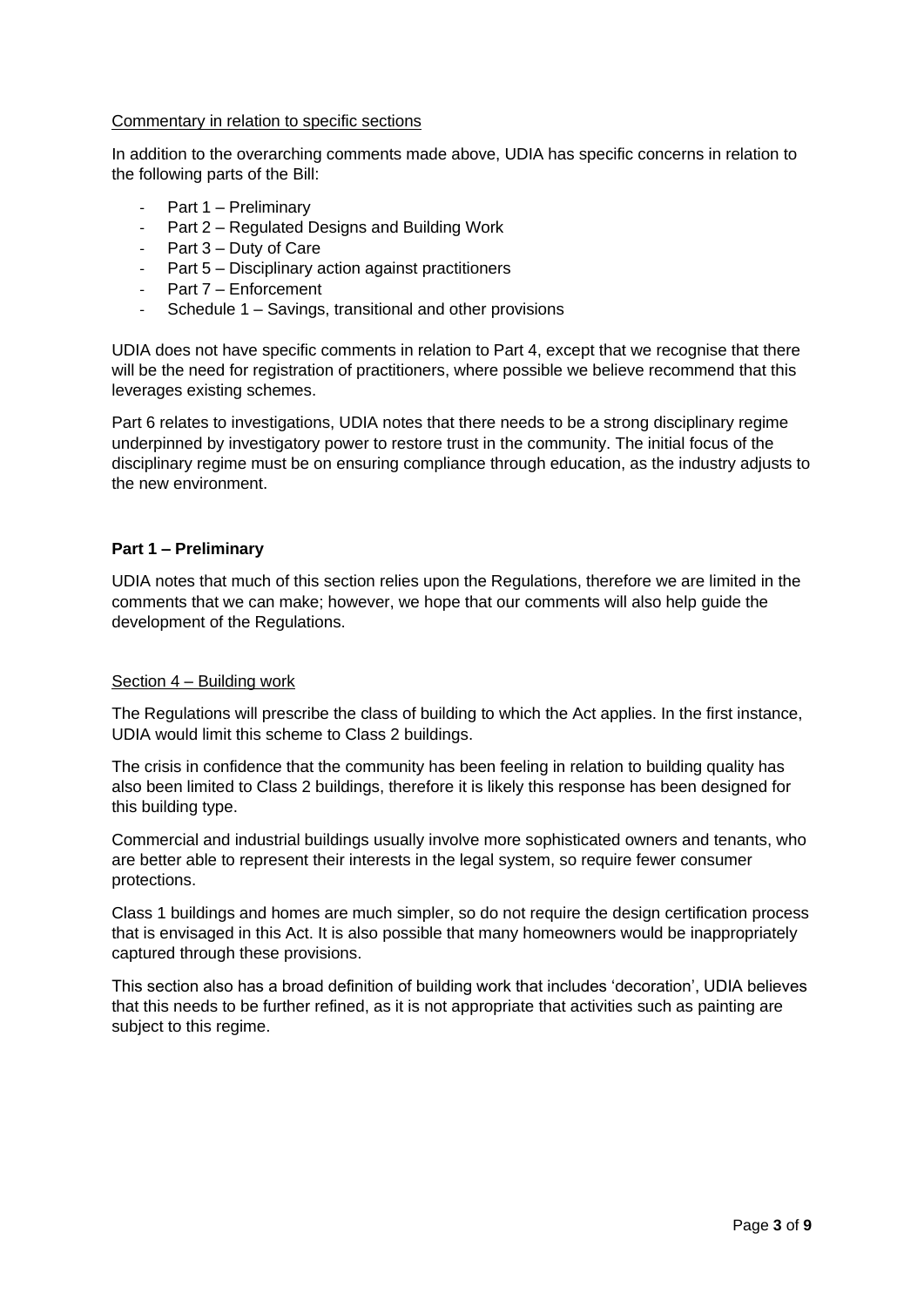Commentary in relation to specific sections

In addition to the overarching comments made above, UDIA has specific concerns in relation to the following parts of the Bill:

- Part 1 – Preliminary
- Part 2 – Regulated Designs and Building Work
- Part 3 – Duty of Care
- Part 5 – Disciplinary action against practitioners
- Part 7 – Enforcement
- Schedule 1 – Savings, transitional and other provisions

UDIA does not have specific comments in relation to Part 4, except that we recognise that there will be the need for registration of practitioners, where possible we believe recommend that this leverages existing schemes.

Part 6 relates to investigations, UDIA notes that there needs to be a strong disciplinary regime underpinned by investigatory power to restore trust in the community. The initial focus of the disciplinary regime must be on ensuring compliance through education, as the industry adjusts to the new environment.

## Part 1 – Preliminary

UDIA notes that much of this section relies upon the Regulations, therefore we are limited in the comments that we can make; however, we hope that our comments will also help guide the development of the Regulations.

### Section 4 – Building work

The Regulations will prescribe the class of building to which the Act applies. In the first instance, UDIA would limit this scheme to Class 2 buildings.

The crisis in confidence that the community has been feeling in relation to building quality has also been limited to Class 2 buildings, therefore it is likely this response has been designed for this building type.

Commercial and industrial buildings usually involve more sophisticated owners and tenants, who are better able to represent their interests in the legal system, so require fewer consumer protections.

Class 1 buildings and homes are much simpler, so do not require the design certification process that is envisaged in this Act. It is also possible that many homeowners would be inappropriately captured through these provisions.

This section also has a broad definition of building work that includes 'decoration', UDIA believes that this needs to be further refined, as it is not appropriate that activities such as painting are subject to this regime.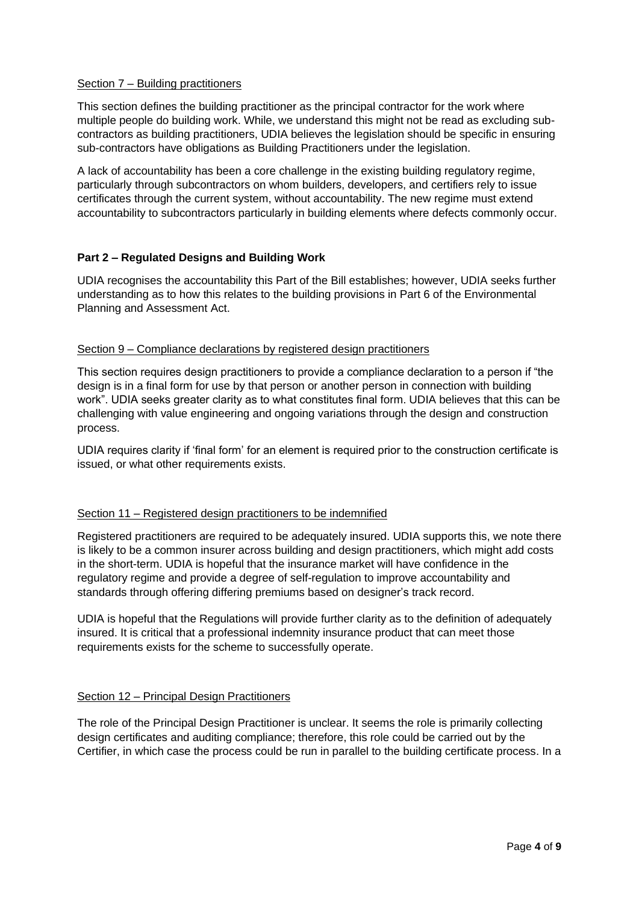Section 7 – Building practitioners

This section defines the building practitioner as the principal contractor for the work where multiple people do building work. While, we understand this might not be read as excluding sub-contractors as building practitioners, UDIA believes the legislation should be specific in ensuring sub-contractors have obligations as Building Practitioners under the legislation.

A lack of accountability has been a core challenge in the existing building regulatory regime, particularly through subcontractors on whom builders, developers, and certifiers rely to issue certificates through the current system, without accountability. The new regime must extend accountability to subcontractors particularly in building elements where defects commonly occur.

## Part 2 – Regulated Designs and Building Work

UDIA recognises the accountability this Part of the Bill establishes; however, UDIA seeks further understanding as to how this relates to the building provisions in Part 6 of the Environmental Planning and Assessment Act.

Section 9 – Compliance declarations by registered design practitioners

This section requires design practitioners to provide a compliance declaration to a person if "the design is in a final form for use by that person or another person in connection with building work". UDIA seeks greater clarity as to what constitutes final form. UDIA believes that this can be challenging with value engineering and ongoing variations through the design and construction process.

UDIA requires clarity if 'final form' for an element is required prior to the construction certificate is issued, or what other requirements exists.

Section 11 – Registered design practitioners to be indemnified

Registered practitioners are required to be adequately insured. UDIA supports this, we note there is likely to be a common insurer across building and design practitioners, which might add costs in the short-term. UDIA is hopeful that the insurance market will have confidence in the regulatory regime and provide a degree of self-regulation to improve accountability and standards through offering differing premiums based on designer's track record.

UDIA is hopeful that the Regulations will provide further clarity as to the definition of adequately insured. It is critical that a professional indemnity insurance product that can meet those requirements exists for the scheme to successfully operate.

Section 12 – Principal Design Practitioners

The role of the Principal Design Practitioner is unclear. It seems the role is primarily collecting design certificates and auditing compliance; therefore, this role could be carried out by the Certifier, in which case the process could be run in parallel to the building certificate process. In a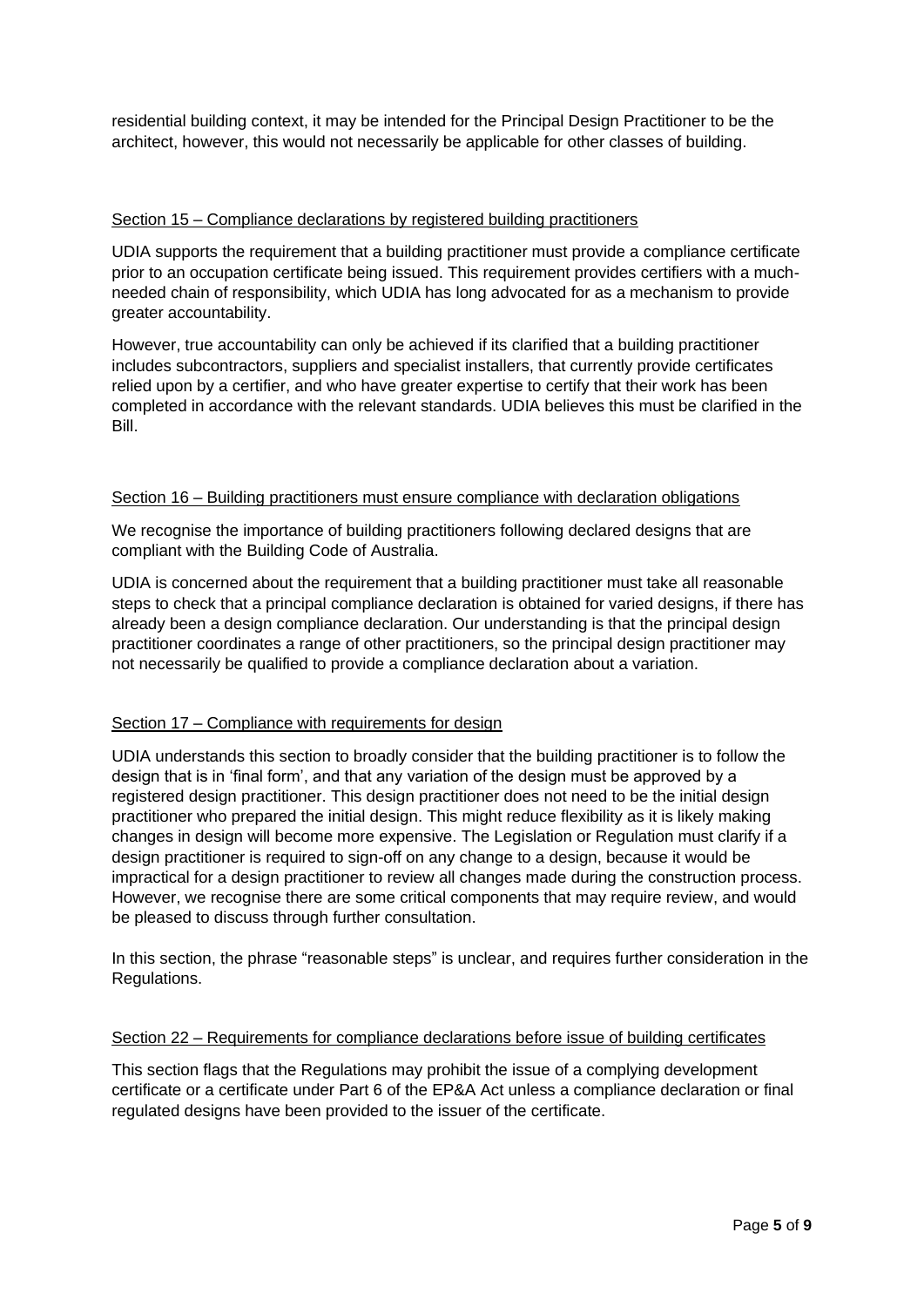residential building context, it may be intended for the Principal Design Practitioner to be the architect, however, this would not necessarily be applicable for other classes of building.

### Section 15 – Compliance declarations by registered building practitioners

UDIA supports the requirement that a building practitioner must provide a compliance certificate prior to an occupation certificate being issued. This requirement provides certifiers with a much-needed chain of responsibility, which UDIA has long advocated for as a mechanism to provide greater accountability.

However, true accountability can only be achieved if its clarified that a building practitioner includes subcontractors, suppliers and specialist installers, that currently provide certificates relied upon by a certifier, and who have greater expertise to certify that their work has been completed in accordance with the relevant standards. UDIA believes this must be clarified in the Bill.

### Section 16 – Building practitioners must ensure compliance with declaration obligations

We recognise the importance of building practitioners following declared designs that are compliant with the Building Code of Australia.

UDIA is concerned about the requirement that a building practitioner must take all reasonable steps to check that a principal compliance declaration is obtained for varied designs, if there has already been a design compliance declaration. Our understanding is that the principal design practitioner coordinates a range of other practitioners, so the principal design practitioner may not necessarily be qualified to provide a compliance declaration about a variation.

### Section 17 – Compliance with requirements for design

UDIA understands this section to broadly consider that the building practitioner is to follow the design that is in 'final form', and that any variation of the design must be approved by a registered design practitioner. This design practitioner does not need to be the initial design practitioner who prepared the initial design. This might reduce flexibility as it is likely making changes in design will become more expensive. The Legislation or Regulation must clarify if a design practitioner is required to sign-off on any change to a design, because it would be impractical for a design practitioner to review all changes made during the construction process. However, we recognise there are some critical components that may require review, and would be pleased to discuss through further consultation.

In this section, the phrase "reasonable steps" is unclear, and requires further consideration in the Regulations.

### Section 22 – Requirements for compliance declarations before issue of building certificates

This section flags that the Regulations may prohibit the issue of a complying development certificate or a certificate under Part 6 of the EP&A Act unless a compliance declaration or final regulated designs have been provided to the issuer of the certificate.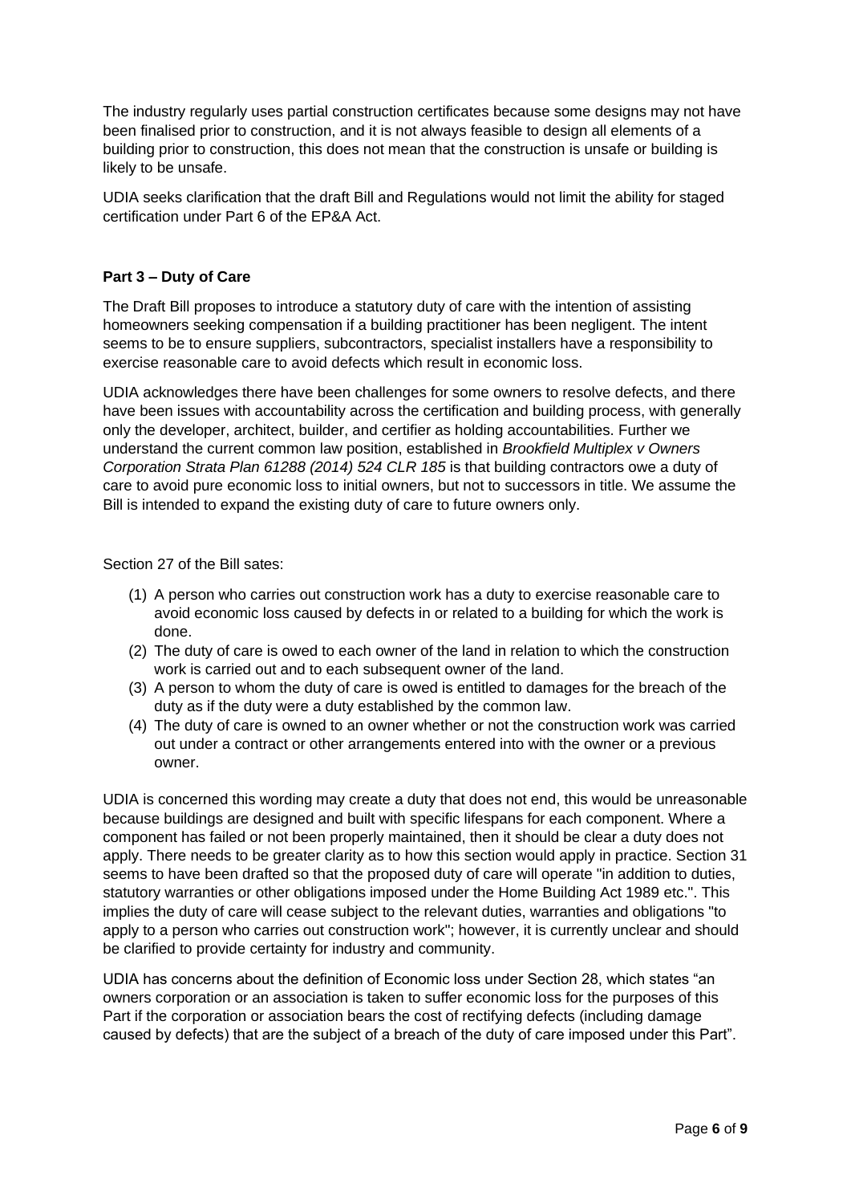The industry regularly uses partial construction certificates because some designs may not have been finalised prior to construction, and it is not always feasible to design all elements of a building prior to construction, this does not mean that the construction is unsafe or building is likely to be unsafe.

UDIA seeks clarification that the draft Bill and Regulations would not limit the ability for staged certification under Part 6 of the EP&A Act.

**Part 3 – Duty of Care**

The Draft Bill proposes to introduce a statutory duty of care with the intention of assisting homeowners seeking compensation if a building practitioner has been negligent. The intent seems to be to ensure suppliers, subcontractors, specialist installers have a responsibility to exercise reasonable care to avoid defects which result in economic loss.

UDIA acknowledges there have been challenges for some owners to resolve defects, and there have been issues with accountability across the certification and building process, with generally only the developer, architect, builder, and certifier as holding accountabilities. Further we understand the current common law position, established in *Brookfield Multiplex v Owners Corporation Strata Plan 61288 (2014) 524 CLR 185* is that building contractors owe a duty of care to avoid pure economic loss to initial owners, but not to successors in title. We assume the Bill is intended to expand the existing duty of care to future owners only.

Section 27 of the Bill sates:

(1) A person who carries out construction work has a duty to exercise reasonable care to avoid economic loss caused by defects in or related to a building for which the work is done.
(2) The duty of care is owed to each owner of the land in relation to which the construction work is carried out and to each subsequent owner of the land.
(3) A person to whom the duty of care is owed is entitled to damages for the breach of the duty as if the duty were a duty established by the common law.
(4) The duty of care is owned to an owner whether or not the construction work was carried out under a contract or other arrangements entered into with the owner or a previous owner.

UDIA is concerned this wording may create a duty that does not end, this would be unreasonable because buildings are designed and built with specific lifespans for each component. Where a component has failed or not been properly maintained, then it should be clear a duty does not apply. There needs to be greater clarity as to how this section would apply in practice. Section 31 seems to have been drafted so that the proposed duty of care will operate "in addition to duties, statutory warranties or other obligations imposed under the Home Building Act 1989 etc.". This implies the duty of care will cease subject to the relevant duties, warranties and obligations "to apply to a person who carries out construction work"; however, it is currently unclear and should be clarified to provide certainty for industry and community.

UDIA has concerns about the definition of Economic loss under Section 28, which states "an owners corporation or an association is taken to suffer economic loss for the purposes of this Part if the corporation or association bears the cost of rectifying defects (including damage caused by defects) that are the subject of a breach of the duty of care imposed under this Part".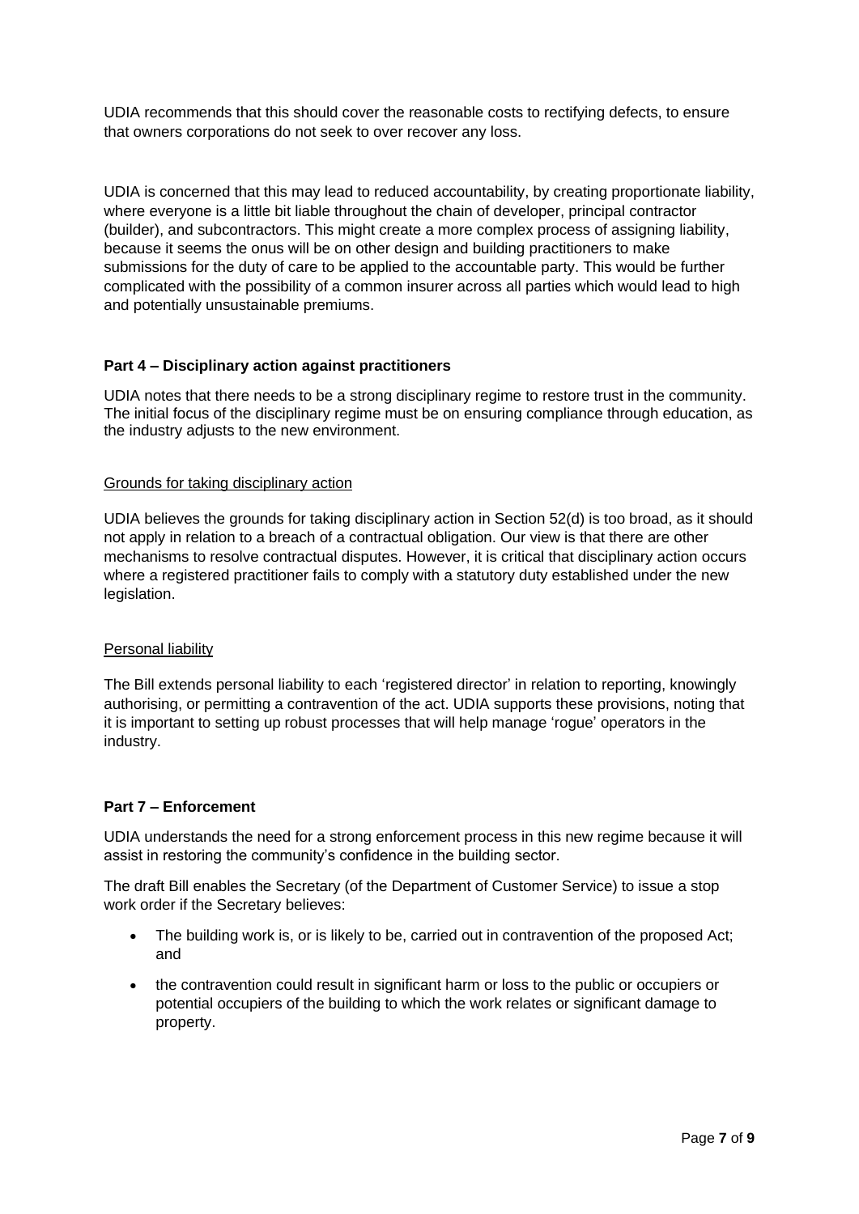UDIA recommends that this should cover the reasonable costs to rectifying defects, to ensure that owners corporations do not seek to over recover any loss.

UDIA is concerned that this may lead to reduced accountability, by creating proportionate liability, where everyone is a little bit liable throughout the chain of developer, principal contractor (builder), and subcontractors. This might create a more complex process of assigning liability, because it seems the onus will be on other design and building practitioners to make submissions for the duty of care to be applied to the accountable party. This would be further complicated with the possibility of a common insurer across all parties which would lead to high and potentially unsustainable premiums.

**Part 4 – Disciplinary action against practitioners**

UDIA notes that there needs to be a strong disciplinary regime to restore trust in the community. The initial focus of the disciplinary regime must be on ensuring compliance through education, as the industry adjusts to the new environment.

<u>Grounds for taking disciplinary action</u>

UDIA believes the grounds for taking disciplinary action in Section 52(d) is too broad, as it should not apply in relation to a breach of a contractual obligation. Our view is that there are other mechanisms to resolve contractual disputes. However, it is critical that disciplinary action occurs where a registered practitioner fails to comply with a statutory duty established under the new legislation.

<u>Personal liability</u>

The Bill extends personal liability to each 'registered director' in relation to reporting, knowingly authorising, or permitting a contravention of the act. UDIA supports these provisions, noting that it is important to setting up robust processes that will help manage 'rogue' operators in the industry.

**Part 7 – Enforcement**

UDIA understands the need for a strong enforcement process in this new regime because it will assist in restoring the community's confidence in the building sector.

The draft Bill enables the Secretary (of the Department of Customer Service) to issue a stop work order if the Secretary believes:

- The building work is, or is likely to be, carried out in contravention of the proposed Act; and
- the contravention could result in significant harm or loss to the public or occupiers or potential occupiers of the building to which the work relates or significant damage to property.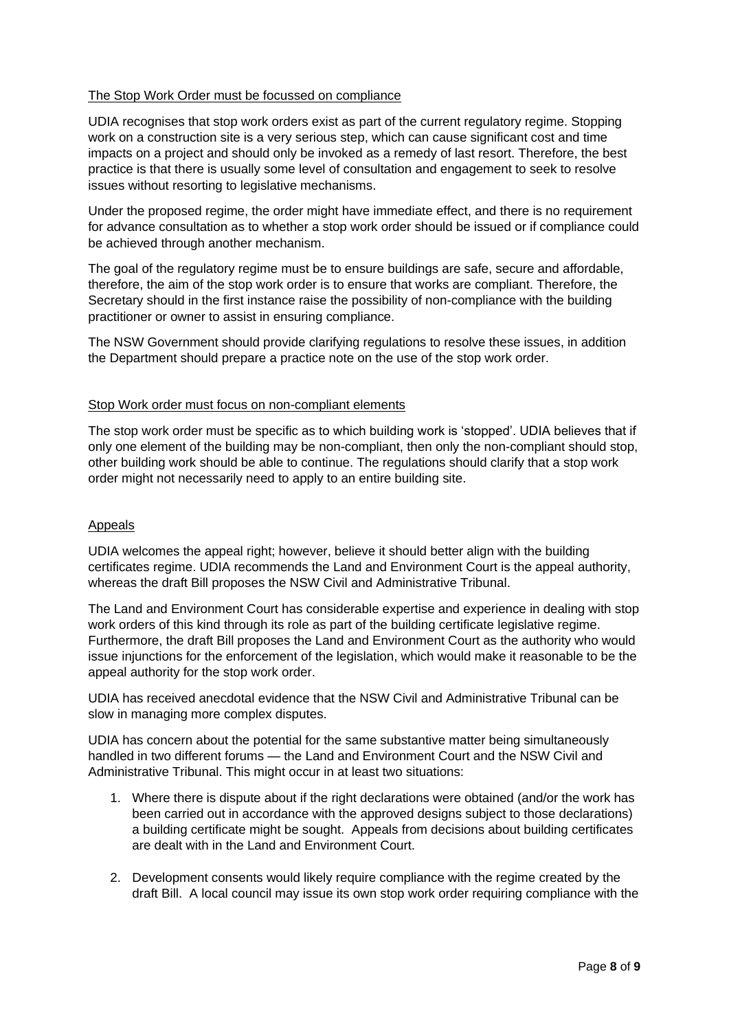The Stop Work Order must be focussed on compliance

UDIA recognises that stop work orders exist as part of the current regulatory regime. Stopping work on a construction site is a very serious step, which can cause significant cost and time impacts on a project and should only be invoked as a remedy of last resort. Therefore, the best practice is that there is usually some level of consultation and engagement to seek to resolve issues without resorting to legislative mechanisms.

Under the proposed regime, the order might have immediate effect, and there is no requirement for advance consultation as to whether a stop work order should be issued or if compliance could be achieved through another mechanism.

The goal of the regulatory regime must be to ensure buildings are safe, secure and affordable, therefore, the aim of the stop work order is to ensure that works are compliant. Therefore, the Secretary should in the first instance raise the possibility of non-compliance with the building practitioner or owner to assist in ensuring compliance.

The NSW Government should provide clarifying regulations to resolve these issues, in addition the Department should prepare a practice note on the use of the stop work order.

Stop Work order must focus on non-compliant elements

The stop work order must be specific as to which building work is 'stopped'. UDIA believes that if only one element of the building may be non-compliant, then only the non-compliant should stop, other building work should be able to continue. The regulations should clarify that a stop work order might not necessarily need to apply to an entire building site.

Appeals

UDIA welcomes the appeal right; however, believe it should better align with the building certificates regime. UDIA recommends the Land and Environment Court is the appeal authority, whereas the draft Bill proposes the NSW Civil and Administrative Tribunal.

The Land and Environment Court has considerable expertise and experience in dealing with stop work orders of this kind through its role as part of the building certificate legislative regime. Furthermore, the draft Bill proposes the Land and Environment Court as the authority who would issue injunctions for the enforcement of the legislation, which would make it reasonable to be the appeal authority for the stop work order.

UDIA has received anecdotal evidence that the NSW Civil and Administrative Tribunal can be slow in managing more complex disputes.

UDIA has concern about the potential for the same substantive matter being simultaneously handled in two different forums — the Land and Environment Court and the NSW Civil and Administrative Tribunal. This might occur in at least two situations:

1. Where there is dispute about if the right declarations were obtained (and/or the work has been carried out in accordance with the approved designs subject to those declarations) a building certificate might be sought. Appeals from decisions about building certificates are dealt with in the Land and Environment Court.

2. Development consents would likely require compliance with the regime created by the draft Bill. A local council may issue its own stop work order requiring compliance with the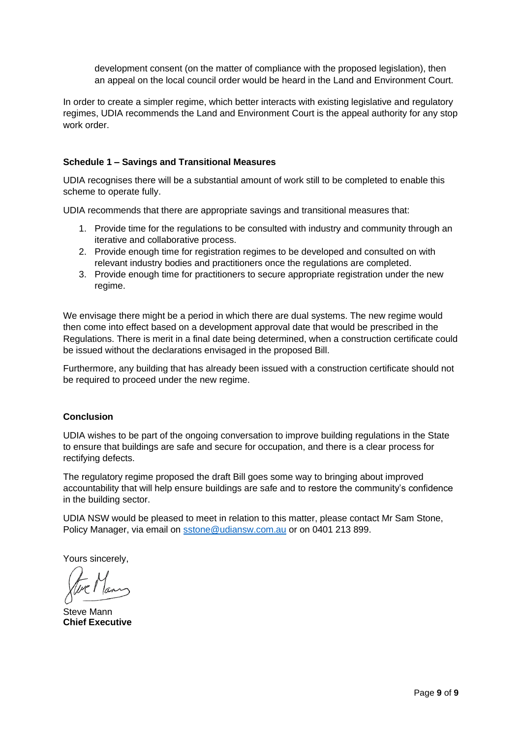development consent (on the matter of compliance with the proposed legislation), then an appeal on the local council order would be heard in the Land and Environment Court.

In order to create a simpler regime, which better interacts with existing legislative and regulatory regimes, UDIA recommends the Land and Environment Court is the appeal authority for any stop work order.

**Schedule 1 – Savings and Transitional Measures**

UDIA recognises there will be a substantial amount of work still to be completed to enable this scheme to operate fully.

UDIA recommends that there are appropriate savings and transitional measures that:

1. Provide time for the regulations to be consulted with industry and community through an iterative and collaborative process.
2. Provide enough time for registration regimes to be developed and consulted on with relevant industry bodies and practitioners once the regulations are completed.
3. Provide enough time for practitioners to secure appropriate registration under the new regime.

We envisage there might be a period in which there are dual systems. The new regime would then come into effect based on a development approval date that would be prescribed in the Regulations. There is merit in a final date being determined, when a construction certificate could be issued without the declarations envisaged in the proposed Bill.

Furthermore, any building that has already been issued with a construction certificate should not be required to proceed under the new regime.

**Conclusion**

UDIA wishes to be part of the ongoing conversation to improve building regulations in the State to ensure that buildings are safe and secure for occupation, and there is a clear process for rectifying defects.

The regulatory regime proposed the draft Bill goes some way to bringing about improved accountability that will help ensure buildings are safe and to restore the community's confidence in the building sector.

UDIA NSW would be pleased to meet in relation to this matter, please contact Mr Sam Stone, Policy Manager, via email on sstone@udiansw.com.au or on 0401 213 899.

Yours sincerely,

Steve Mann
**Chief Executive**